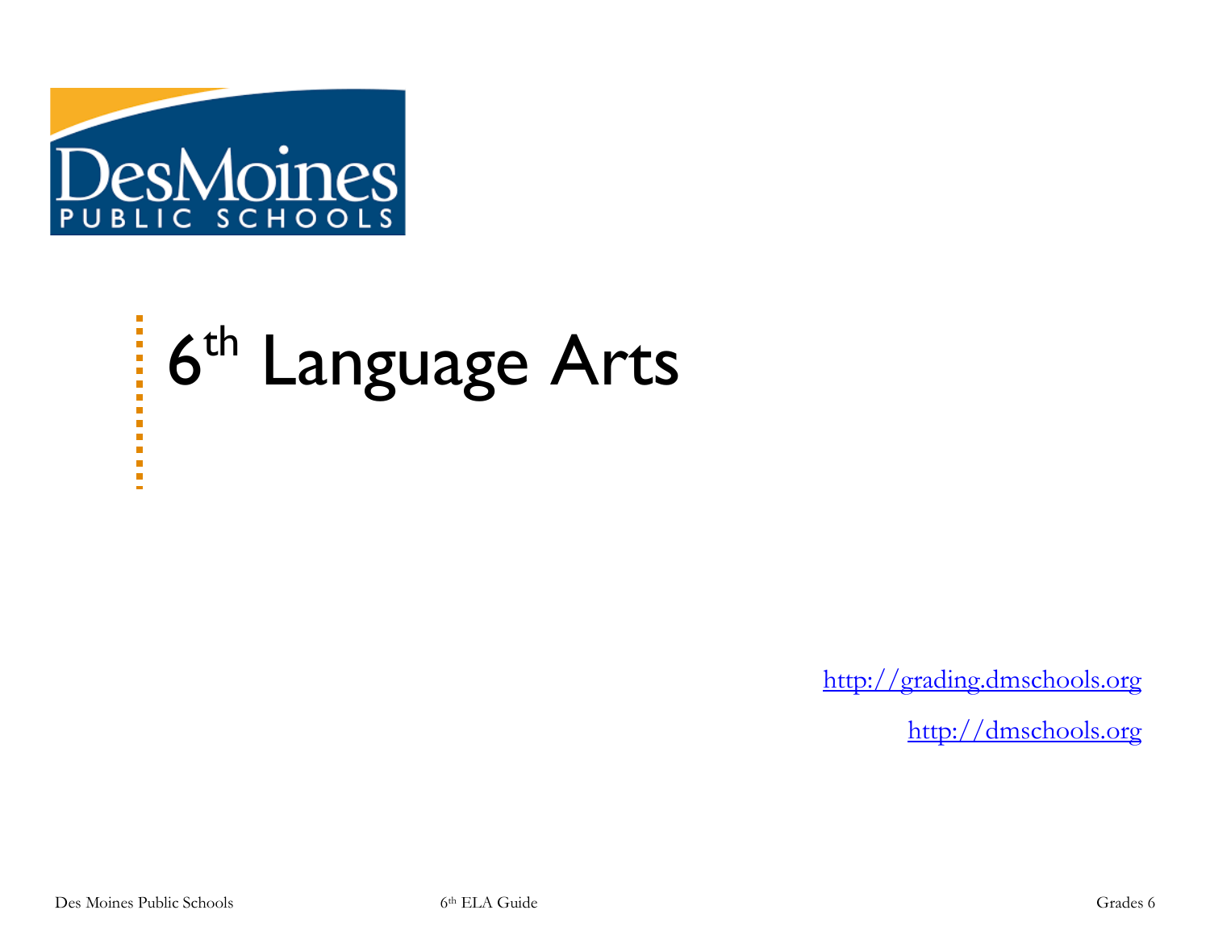Des Moines PUBLIC SCHOOLS

# 6th Language Arts

http://grading.dmschools.org

http://dmschools.org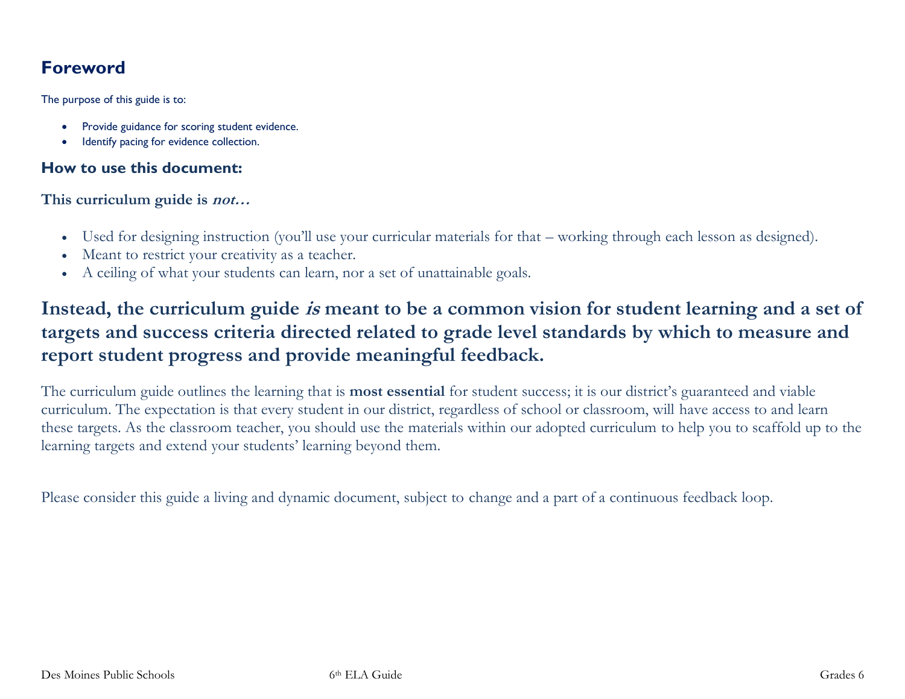## Foreword

The purpose of this guide is to:

- Provide guidance for scoring student evidence.
- Identify pacing for evidence collection.

### How to use this document:

**This curriculum guide is *not*…**

- Used for designing instruction (you'll use your curricular materials for that – working through each lesson as designed).
- Meant to restrict your creativity as a teacher.
- A ceiling of what your students can learn, nor a set of unattainable goals.

## Instead, the curriculum guide *is* meant to be a common vision for student learning and a set of targets and success criteria directed related to grade level standards by which to measure and report student progress and provide meaningful feedback.

The curriculum guide outlines the learning that is **most essential** for student success; it is our district's guaranteed and viable curriculum. The expectation is that every student in our district, regardless of school or classroom, will have access to and learn these targets. As the classroom teacher, you should use the materials within our adopted curriculum to help you to scaffold up to the learning targets and extend your students' learning beyond them.

Please consider this guide a living and dynamic document, subject to change and a part of a continuous feedback loop.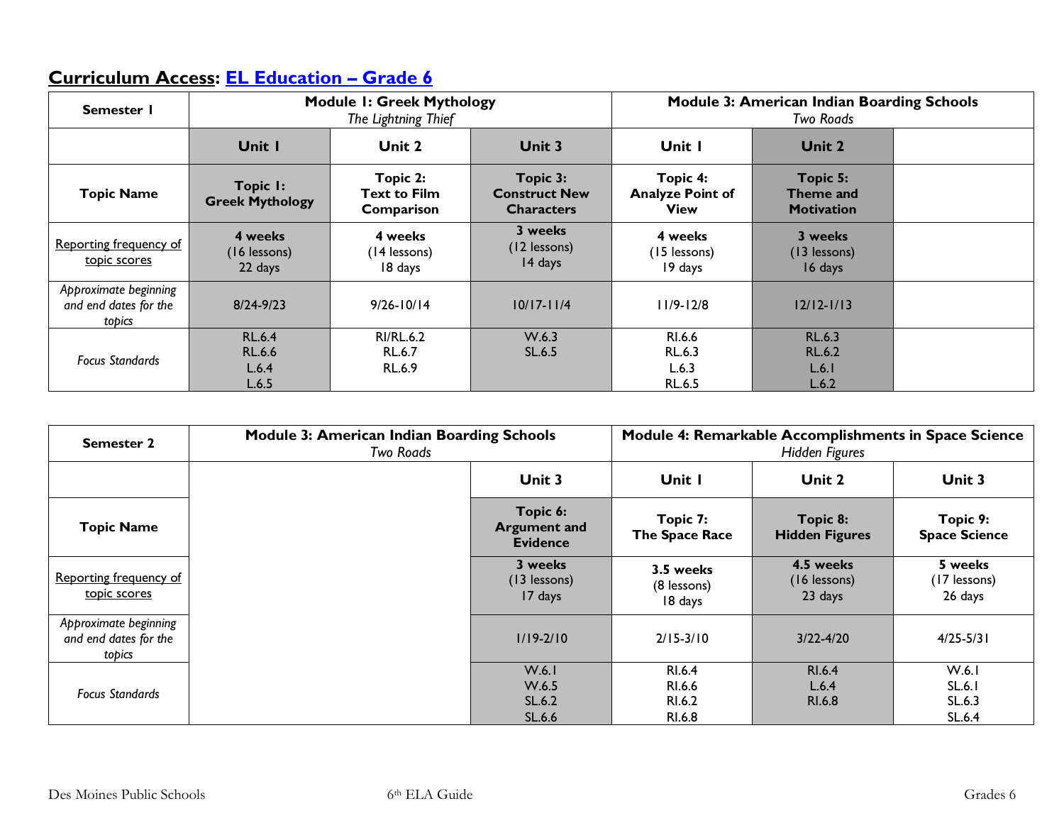## **Curriculum Access**: [EL Education – Grade 6]()

| Semester 1 | Module 1: Greek Mythology *The Lightning Thief* | | | Module 3: American Indian Boarding Schools *Two Roads* | | |
|---|---|---|---|---|---|---|
| | **Unit 1** | **Unit 2** | **Unit 3** | **Unit 1** | **Unit 2** | |
| **Topic Name** | **Topic 1: Greek Mythology** | **Topic 2: Text to Film Comparison** | **Topic 3: Construct New Characters** | **Topic 4: Analyze Point of View** | **Topic 5: Theme and Motivation** | |
| Reporting frequency of topic scores | **4 weeks** (16 lessons) 22 days | **4 weeks** (14 lessons) 18 days | **3 weeks** (12 lessons) 14 days | **4 weeks** (15 lessons) 19 days | **3 weeks** (13 lessons) 16 days | |
| *Approximate beginning and end dates for the topics* | 8/24-9/23 | 9/26-10/14 | 10/17-11/4 | 11/9-12/8 | 12/12-1/13 | |
| *Focus Standards* | RL.6.4 RL.6.6 L.6.4 L.6.5 | RI/RL.6.2 RL.6.7 RL.6.9 | W.6.3 SL.6.5 | RI.6.6 RL.6.3 L.6.3 RL.6.5 | RL.6.3 RL.6.2 L.6.1 L.6.2 | |

| Semester 2 | Module 3: American Indian Boarding Schools *Two Roads* | | | Module 4: Remarkable Accomplishments in Space Science *Hidden Figures* | | |
|---|---|---|---|---|---|---|
| | | | **Unit 3** | **Unit 1** | **Unit 2** | **Unit 3** |
| **Topic Name** | | | **Topic 6: Argument and Evidence** | **Topic 7: The Space Race** | **Topic 8: Hidden Figures** | **Topic 9: Space Science** |
| Reporting frequency of topic scores | | | **3 weeks** (13 lessons) 17 days | **3.5 weeks** (8 lessons) 18 days | **4.5 weeks** (16 lessons) 23 days | **5 weeks** (17 lessons) 26 days |
| *Approximate beginning and end dates for the topics* | | | 1/19-2/10 | 2/15-3/10 | 3/22-4/20 | 4/25-5/31 |
| *Focus Standards* | | | W.6.1 W.6.5 SL.6.2 SL.6.6 | RI.6.4 RI.6.6 RI.6.2 RI.6.8 | RI.6.4 L.6.4 RI.6.8 | W.6.1 SL.6.1 SL.6.3 SL.6.4 |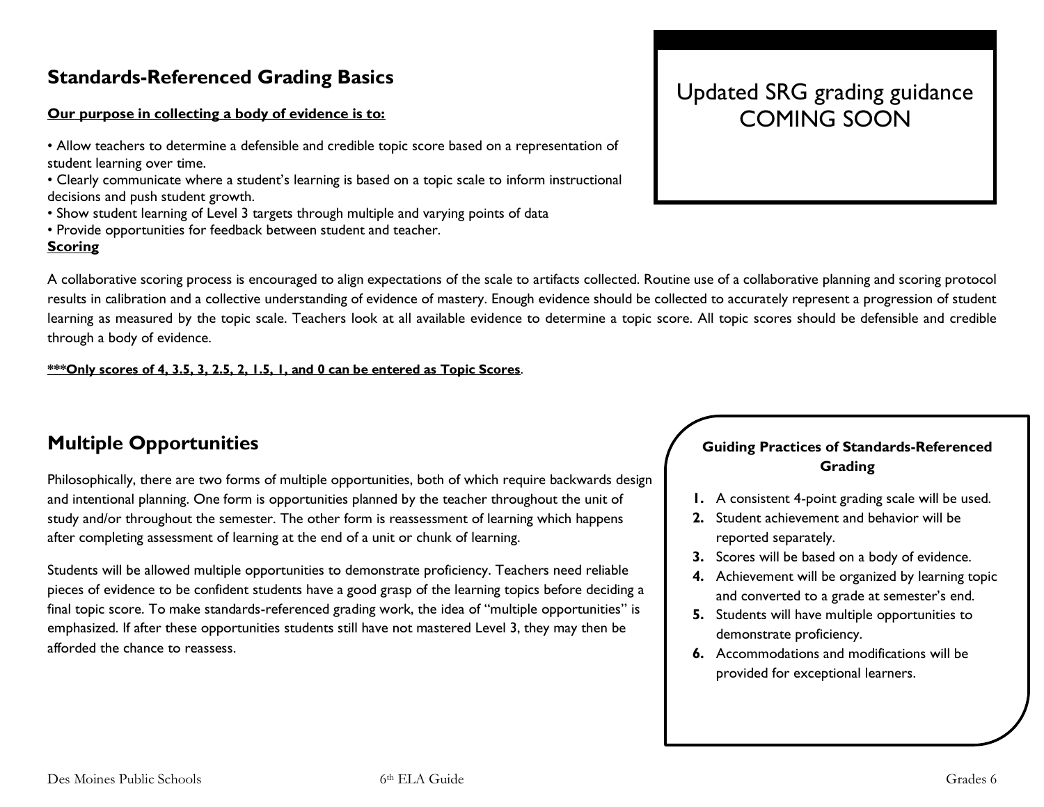## Standards-Referenced Grading Basics

**Our purpose in collecting a body of evidence is to:**

- Allow teachers to determine a defensible and credible topic score based on a representation of student learning over time.
- Clearly communicate where a student's learning is based on a topic scale to inform instructional decisions and push student growth.
- Show student learning of Level 3 targets through multiple and varying points of data
- Provide opportunities for feedback between student and teacher.

Updated SRG grading guidance COMING SOON

**Scoring**

A collaborative scoring process is encouraged to align expectations of the scale to artifacts collected. Routine use of a collaborative planning and scoring protocol results in calibration and a collective understanding of evidence of mastery. Enough evidence should be collected to accurately represent a progression of student learning as measured by the topic scale. Teachers look at all available evidence to determine a topic score. All topic scores should be defensible and credible through a body of evidence.

**\*\*\*Only scores of 4, 3.5, 3, 2.5, 2, 1.5, 1, and 0 can be entered as Topic Scores**.

## Multiple Opportunities

Philosophically, there are two forms of multiple opportunities, both of which require backwards design and intentional planning. One form is opportunities planned by the teacher throughout the unit of study and/or throughout the semester. The other form is reassessment of learning which happens after completing assessment of learning at the end of a unit or chunk of learning.

Students will be allowed multiple opportunities to demonstrate proficiency. Teachers need reliable pieces of evidence to be confident students have a good grasp of the learning topics before deciding a final topic score. To make standards-referenced grading work, the idea of "multiple opportunities" is emphasized. If after these opportunities students still have not mastered Level 3, they may then be afforded the chance to reassess.

### Guiding Practices of Standards-Referenced Grading

1. A consistent 4-point grading scale will be used.
2. Student achievement and behavior will be reported separately.
3. Scores will be based on a body of evidence.
4. Achievement will be organized by learning topic and converted to a grade at semester's end.
5. Students will have multiple opportunities to demonstrate proficiency.
6. Accommodations and modifications will be provided for exceptional learners.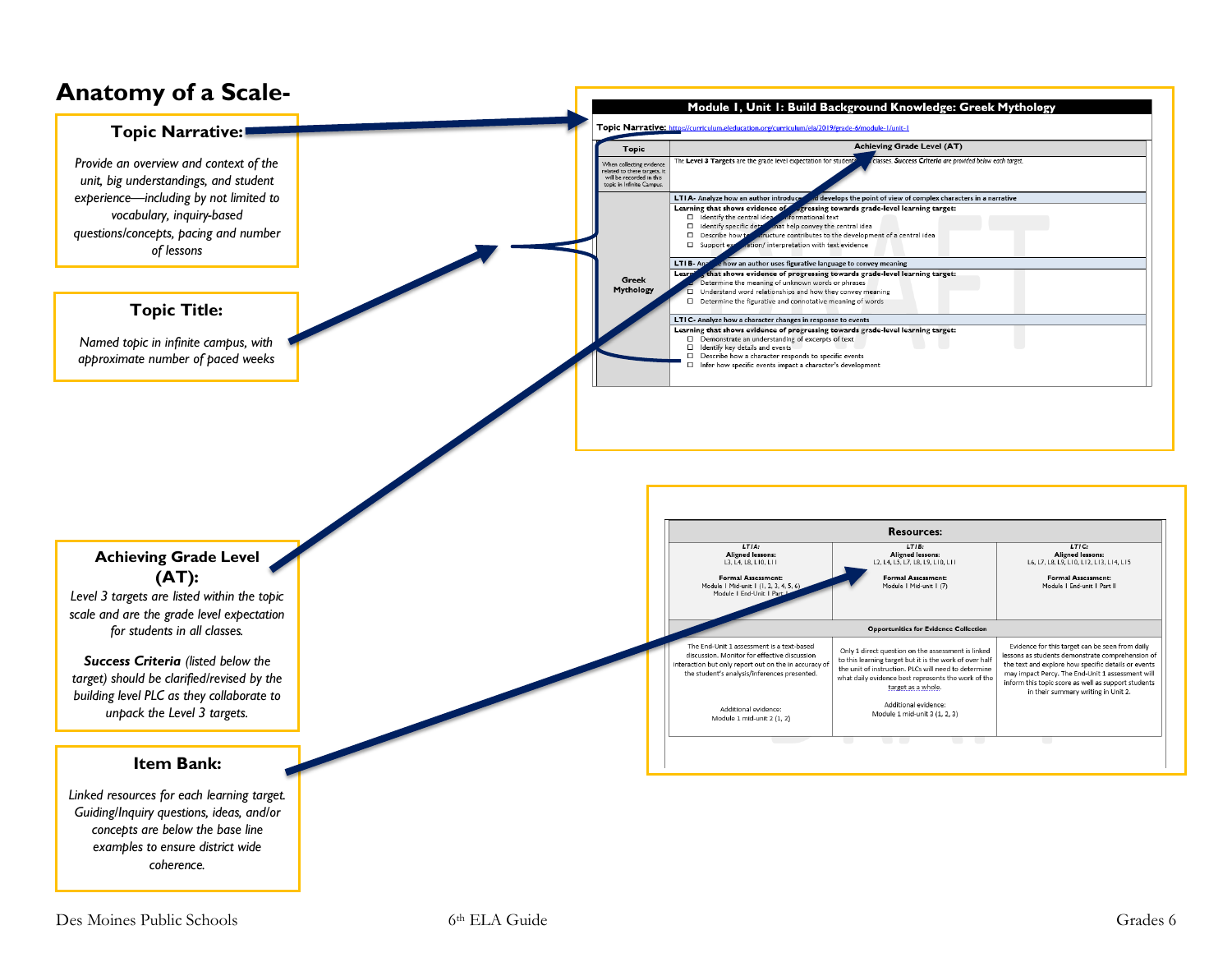# Anatomy of a Scale-

**Topic Narrative:**

*Provide an overview and context of the unit, big understandings, and student experience—including by not limited to vocabulary, inquiry-based questions/concepts, pacing and number of lessons*

**Topic Title:**

*Named topic in infinite campus, with approximate number of paced weeks*

**Achieving Grade Level (AT):**

*Level 3 targets are listed within the topic scale and are the grade level expectation for students in all classes.*

***Success Criteria*** *(listed below the target) should be clarified/revised by the building level PLC as they collaborate to unpack the Level 3 targets.*

**Item Bank:**

*Linked resources for each learning target. Guiding/Inquiry questions, ideas, and/or concepts are below the base line examples to ensure district wide coherence.*

**Module 1, Unit 1: Build Background Knowledge: Greek Mythology**

**Topic Narrative:** https://curriculum.eleducation.org/curriculum/ela/2019/grade-6/module-1/unit-1

| Topic | Achieving Grade Level (AT) |
|---|---|
| When collecting evidence related to these targets, it will be recorded in this topic in Infinite Campus. | The **Level 3 Targets** are the grade level expectation for students in all classes. ***Success Criteria*** *are provided below each target.* |
| Greek Mythology | **LT1A- Analyze how an author introduces and develops the point of view of complex characters in a narrative**<br>**Learning that shows evidence of progressing towards grade-level learning target:**<br>☐ Identify the central idea of informational text<br>☐ Identify specific details that help convey the central idea<br>☐ Describe how text structure contributes to the development of a central idea<br>☐ Support explanation/ interpretation with text evidence |
| | **LT1B- Analyze how an author uses figurative language to convey meaning**<br>**Learning that shows evidence of progressing towards grade-level learning target:**<br>☐ Determine the meaning of unknown words or phrases<br>☐ Understand word relationships and how they convey meaning<br>☐ Determine the figurative and connotative meaning of words |
| | **LT1C- Analyze how a character changes in response to events**<br>**Learning that shows evidence of progressing towards grade-level learning target:**<br>☐ Demonstrate an understanding of excerpts of text<br>☐ Identify key details and events<br>☐ Describe how a character responds to specific events<br>☐ Infer how specific events impact a character's development |

**Resources:**

| *LT1A:* | *LT1B:* | *LT1C:* |
|---|---|---|
| **Aligned lessons:** L3, L4, L8, L10, L11<br><br>**Formal Assessment:** Module 1 Mid-unit 1 (1, 2, 3, 4, 5, 6) Module 1 End-Unit 1 Part I | **Aligned lessons:** L2, L4, L5, L7, L8, L9, L10, L11<br><br>**Formal Assessment:** Module 1 Mid-unit 1 (7) | **Aligned lessons:** L6, L7, L8, L9, L10, L12, L13, L14, L15<br><br>**Formal Assessment:** Module 1 End-unit 1 Part II |
| **Opportunities for Evidence Collection** | | |
| The End-Unit 1 assessment is a text-based discussion. Monitor for effective discussion interaction but only report out on the in accuracy of the student's analysis/inferences presented.<br><br>Additional evidence: Module 1 mid-unit 2 (1, 2) | Only 1 direct question on the assessment is linked to this learning target but it is the work of over half the unit of instruction. PLCs will need to determine what daily evidence best represents the work of the target as a whole.<br><br>Additional evidence: Module 1 mid-unit 3 (1, 2, 3) | Evidence for this target can be seen from daily lessons as students demonstrate comprehension of the text and explore how specific details or events may impact Percy. The End-Unit 1 assessment will inform this topic score as well as support students in their summary writing in Unit 2. |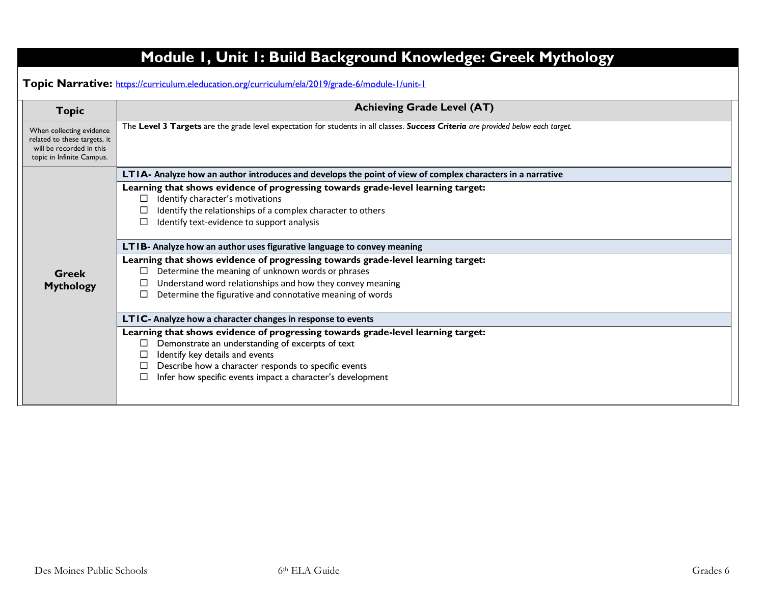# Module 1, Unit 1: Build Background Knowledge: Greek Mythology

**Topic Narrative:** https://curriculum.eleducation.org/curriculum/ela/2019/grade-6/module-1/unit-1

| Topic | Achieving Grade Level (AT) |
|---|---|
| When collecting evidence related to these targets, it will be recorded in this topic in Infinite Campus. | The **Level 3 Targets** are the grade level expectation for students in all classes. ***Success Criteria*** *are provided below each target.* |
| **Greek Mythology** | **LT1A- Analyze how an author introduces and develops the point of view of complex characters in a narrative** |
| | **Learning that shows evidence of progressing towards grade-level learning target:**<br>☐ Identify character's motivations<br>☐ Identify the relationships of a complex character to others<br>☐ Identify text-evidence to support analysis |
| | **LT1B- Analyze how an author uses figurative language to convey meaning** |
| | **Learning that shows evidence of progressing towards grade-level learning target:**<br>☐ Determine the meaning of unknown words or phrases<br>☐ Understand word relationships and how they convey meaning<br>☐ Determine the figurative and connotative meaning of words |
| | **LT1C- Analyze how a character changes in response to events** |
| | **Learning that shows evidence of progressing towards grade-level learning target:**<br>☐ Demonstrate an understanding of excerpts of text<br>☐ Identify key details and events<br>☐ Describe how a character responds to specific events<br>☐ Infer how specific events impact a character's development |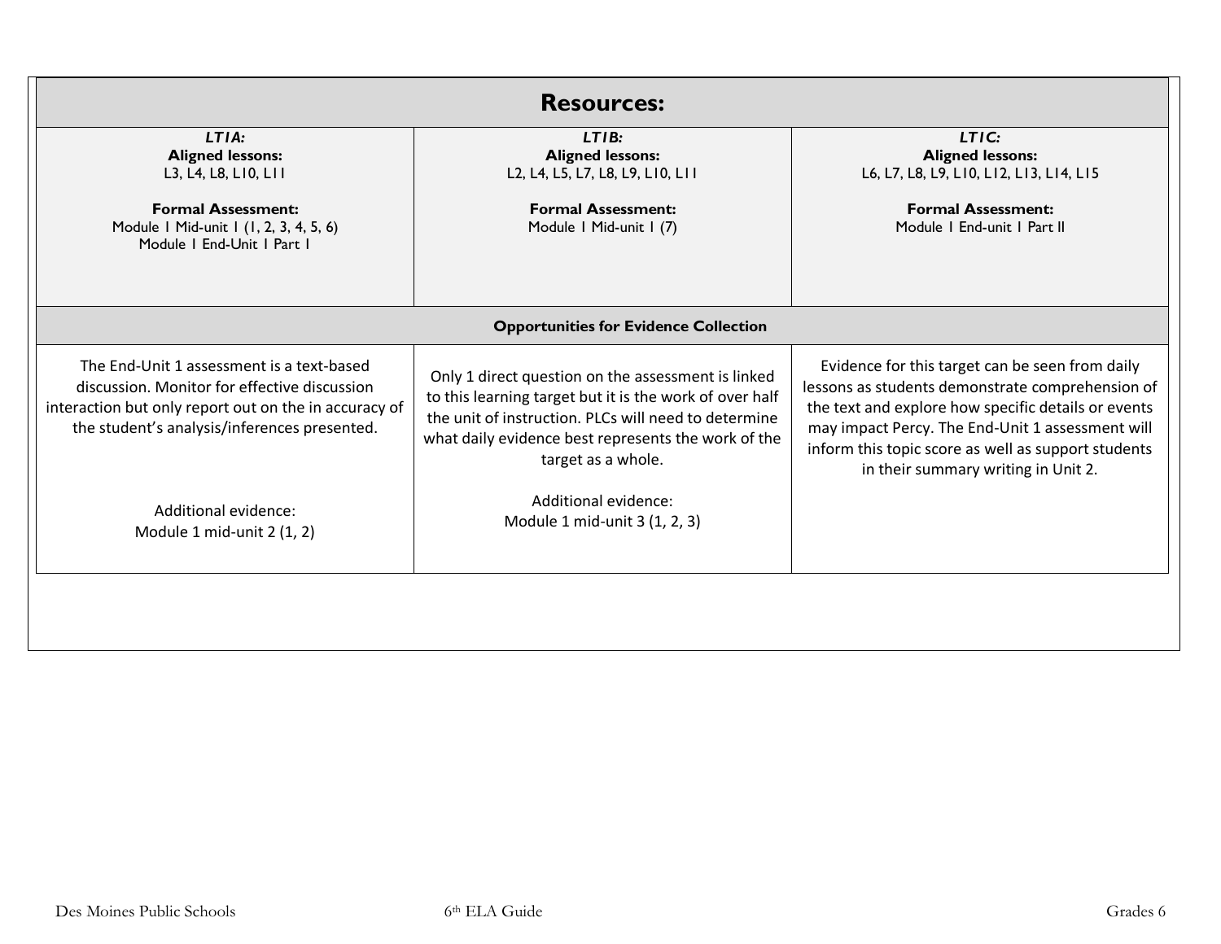| Resources: | | |
|---|---|---|
| ***LT1A:***<br>**Aligned lessons:**<br>L3, L4, L8, L10, L11<br><br>**Formal Assessment:**<br>Module 1 Mid-unit 1 (1, 2, 3, 4, 5, 6)<br>Module 1 End-Unit 1 Part I | ***LT1B:***<br>**Aligned lessons:**<br>L2, L4, L5, L7, L8, L9, L10, L11<br><br>**Formal Assessment:**<br>Module 1 Mid-unit 1 (7) | ***LT1C:***<br>**Aligned lessons:**<br>L6, L7, L8, L9, L10, L12, L13, L14, L15<br><br>**Formal Assessment:**<br>Module 1 End-unit 1 Part II |
| **Opportunities for Evidence Collection** | | |
| The End-Unit 1 assessment is a text-based discussion. Monitor for effective discussion interaction but only report out on the in accuracy of the student's analysis/inferences presented.<br><br>Additional evidence:<br>Module 1 mid-unit 2 (1, 2) | Only 1 direct question on the assessment is linked to this learning target but it is the work of over half the unit of instruction. PLCs will need to determine what daily evidence best represents the work of the target as a whole.<br><br>Additional evidence:<br>Module 1 mid-unit 3 (1, 2, 3) | Evidence for this target can be seen from daily lessons as students demonstrate comprehension of the text and explore how specific details or events may impact Percy. The End-Unit 1 assessment will inform this topic score as well as support students in their summary writing in Unit 2. |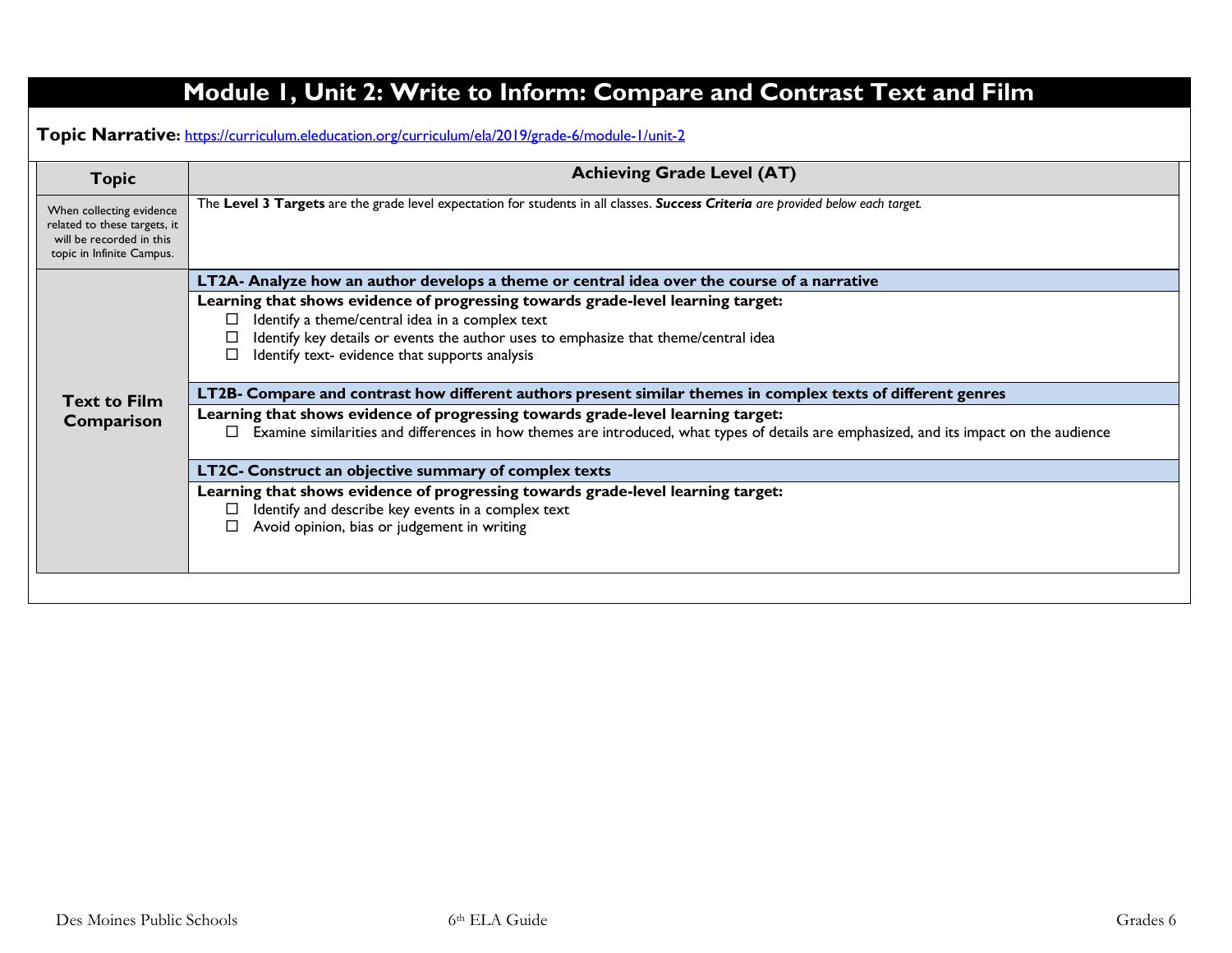# Module 1, Unit 2: Write to Inform: Compare and Contrast Text and Film

**Topic Narrative:** https://curriculum.eleducation.org/curriculum/ela/2019/grade-6/module-1/unit-2

| Topic | Achieving Grade Level (AT) |
|---|---|
| When collecting evidence related to these targets, it will be recorded in this topic in Infinite Campus. | The **Level 3 Targets** are the grade level expectation for students in all classes. ***Success Criteria*** *are provided below each target.* |
| **Text to Film Comparison** | **LT2A- Analyze how an author develops a theme or central idea over the course of a narrative**<br>**Learning that shows evidence of progressing towards grade-level learning target:**<br>☐ Identify a theme/central idea in a complex text<br>☐ Identify key details or events the author uses to emphasize that theme/central idea<br>☐ Identify text- evidence that supports analysis<br><br>**LT2B- Compare and contrast how different authors present similar themes in complex texts of different genres**<br>**Learning that shows evidence of progressing towards grade-level learning target:**<br>☐ Examine similarities and differences in how themes are introduced, what types of details are emphasized, and its impact on the audience<br><br>**LT2C- Construct an objective summary of complex texts**<br>**Learning that shows evidence of progressing towards grade-level learning target:**<br>☐ Identify and describe key events in a complex text<br>☐ Avoid opinion, bias or judgement in writing |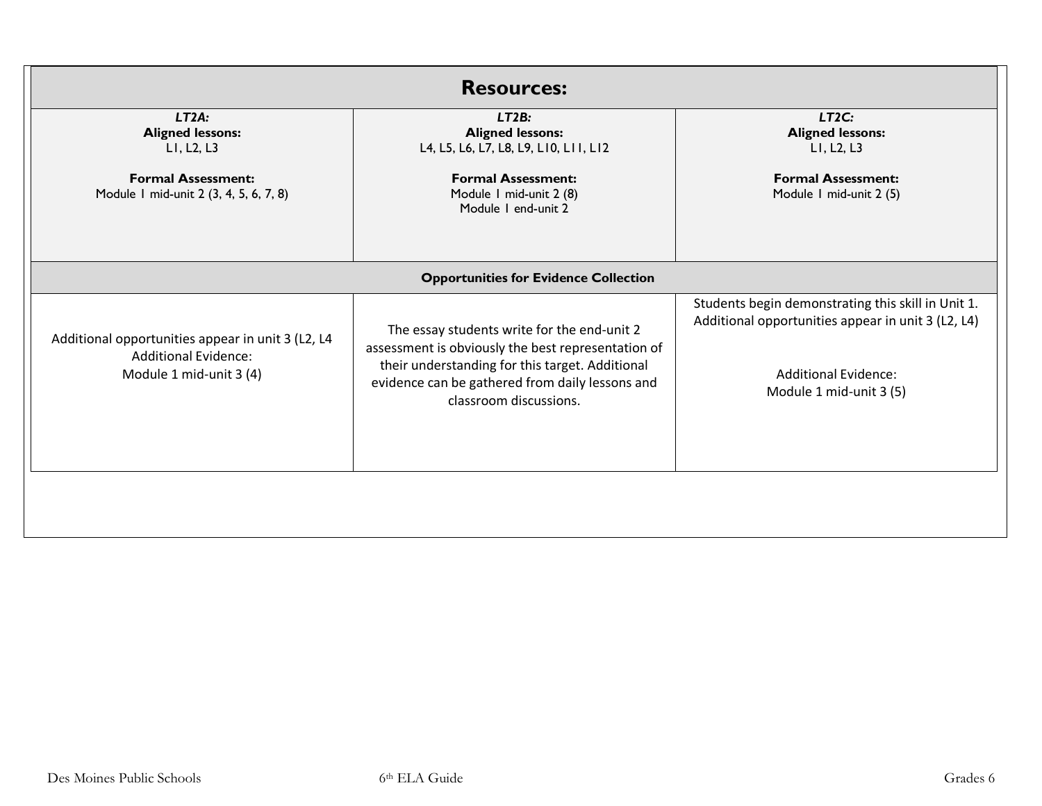| Resources: | | |
|---|---|---|
| ***LT2A:***<br>**Aligned lessons:**<br>L1, L2, L3<br><br>**Formal Assessment:**<br>Module 1 mid-unit 2 (3, 4, 5, 6, 7, 8) | ***LT2B:***<br>**Aligned lessons:**<br>L4, L5, L6, L7, L8, L9, L10, L11, L12<br><br>**Formal Assessment:**<br>Module 1 mid-unit 2 (8)<br>Module 1 end-unit 2 | ***LT2C:***<br>**Aligned lessons:**<br>L1, L2, L3<br><br>**Formal Assessment:**<br>Module 1 mid-unit 2 (5) |
| **Opportunities for Evidence Collection** | | |
| Additional opportunities appear in unit 3 (L2, L4<br>Additional Evidence:<br>Module 1 mid-unit 3 (4) | The essay students write for the end-unit 2 assessment is obviously the best representation of their understanding for this target. Additional evidence can be gathered from daily lessons and classroom discussions. | Students begin demonstrating this skill in Unit 1. Additional opportunities appear in unit 3 (L2, L4)<br><br>Additional Evidence:<br>Module 1 mid-unit 3 (5) |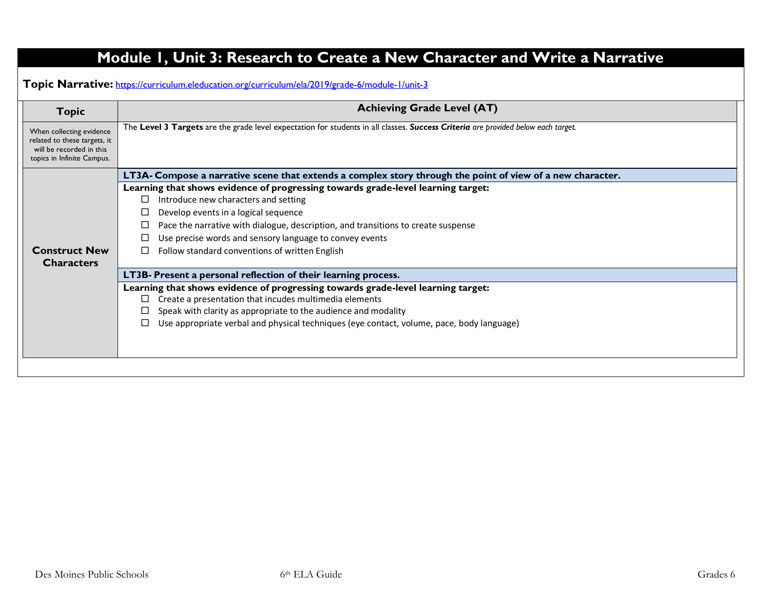# Module 1, Unit 3: Research to Create a New Character and Write a Narrative

**Topic Narrative:** https://curriculum.eleducation.org/curriculum/ela/2019/grade-6/module-1/unit-3

| Topic | Achieving Grade Level (AT) |
|---|---|
| When collecting evidence related to these targets, it will be recorded in this topics in Infinite Campus. | The **Level 3 Targets** are the grade level expectation for students in all classes. ***Success Criteria*** *are provided below each target.* |
| **Construct New Characters** | **LT3A- Compose a narrative scene that extends a complex story through the point of view of a new character.**<br>**Learning that shows evidence of progressing towards grade-level learning target:**<br>☐ Introduce new characters and setting<br>☐ Develop events in a logical sequence<br>☐ Pace the narrative with dialogue, description, and transitions to create suspense<br>☐ Use precise words and sensory language to convey events<br>☐ Follow standard conventions of written English<br><br>**LT3B- Present a personal reflection of their learning process.**<br>**Learning that shows evidence of progressing towards grade-level learning target:**<br>☐ Create a presentation that incudes multimedia elements<br>☐ Speak with clarity as appropriate to the audience and modality<br>☐ Use appropriate verbal and physical techniques (eye contact, volume, pace, body language) |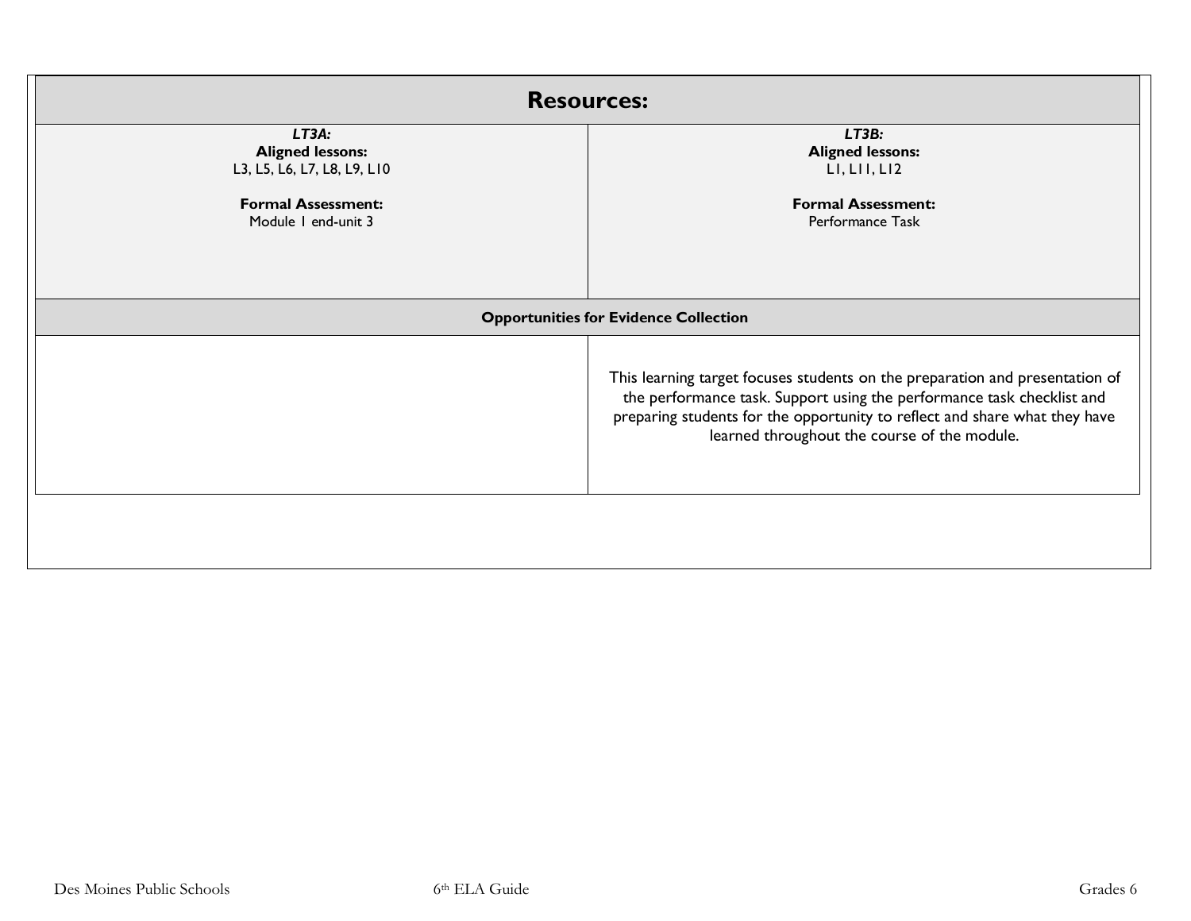## Resources:

| LT3A: | LT3B: |
|---|---|
| **Aligned lessons:**<br>L3, L5, L6, L7, L8, L9, L10<br><br>**Formal Assessment:**<br>Module 1 end-unit 3 | **Aligned lessons:**<br>L1, L11, L12<br><br>**Formal Assessment:**<br>Performance Task |
| **Opportunities for Evidence Collection** | |
| | This learning target focuses students on the preparation and presentation of the performance task. Support using the performance task checklist and preparing students for the opportunity to reflect and share what they have learned throughout the course of the module. |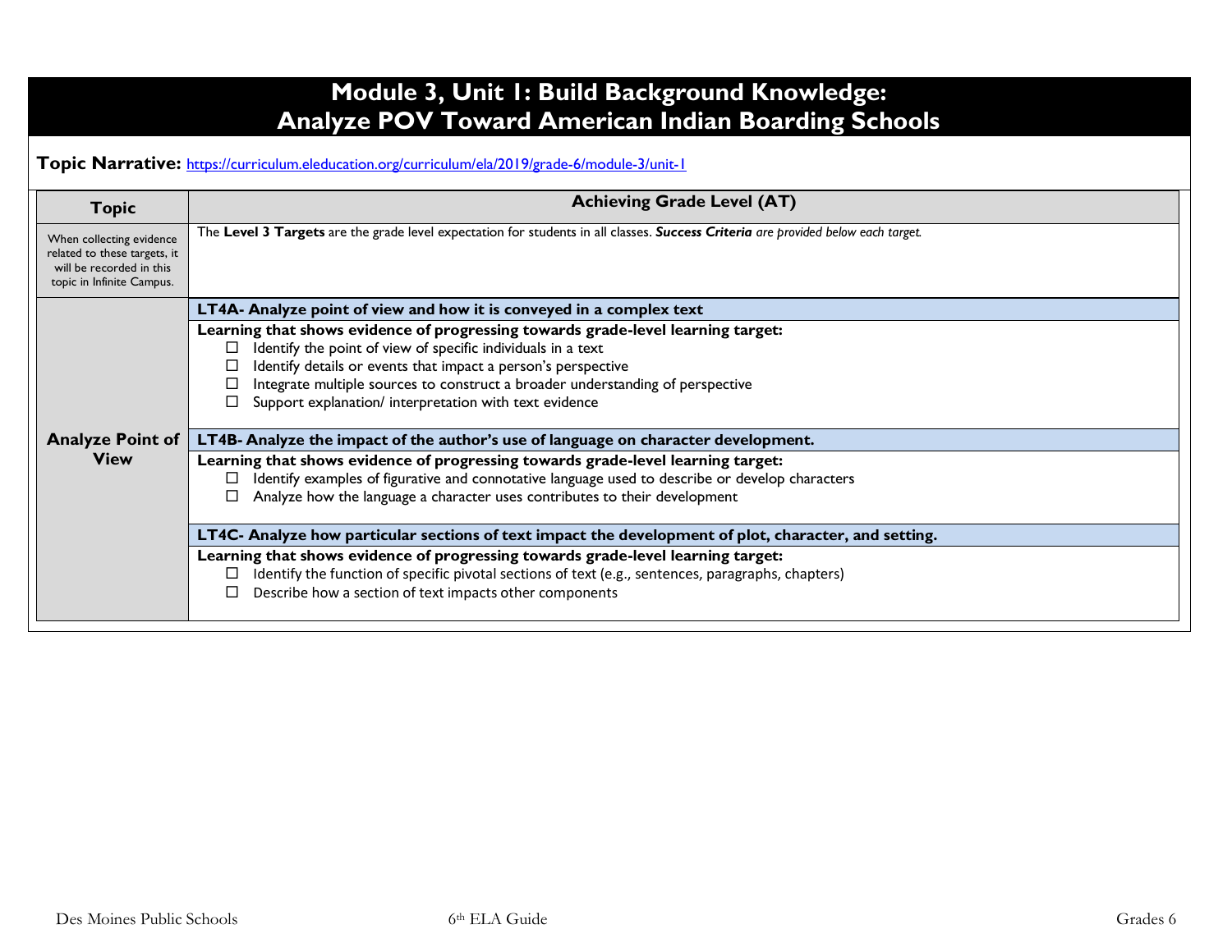# Module 3, Unit 1: Build Background Knowledge: Analyze POV Toward American Indian Boarding Schools

**Topic Narrative:** https://curriculum.eleducation.org/curriculum/ela/2019/grade-6/module-3/unit-1

| Topic | Achieving Grade Level (AT) |
|---|---|
| When collecting evidence related to these targets, it will be recorded in this topic in Infinite Campus. | The **Level 3 Targets** are the grade level expectation for students in all classes. ***Success Criteria** are provided below each target.* |
| **Analyze Point of View** | **LT4A- Analyze point of view and how it is conveyed in a complex text** |
| | **Learning that shows evidence of progressing towards grade-level learning target:**<br>☐ Identify the point of view of specific individuals in a text<br>☐ Identify details or events that impact a person's perspective<br>☐ Integrate multiple sources to construct a broader understanding of perspective<br>☐ Support explanation/ interpretation with text evidence |
| | **LT4B- Analyze the impact of the author's use of language on character development.** |
| | **Learning that shows evidence of progressing towards grade-level learning target:**<br>☐ Identify examples of figurative and connotative language used to describe or develop characters<br>☐ Analyze how the language a character uses contributes to their development |
| | **LT4C- Analyze how particular sections of text impact the development of plot, character, and setting.** |
| | **Learning that shows evidence of progressing towards grade-level learning target:**<br>☐ Identify the function of specific pivotal sections of text (e.g., sentences, paragraphs, chapters)<br>☐ Describe how a section of text impacts other components |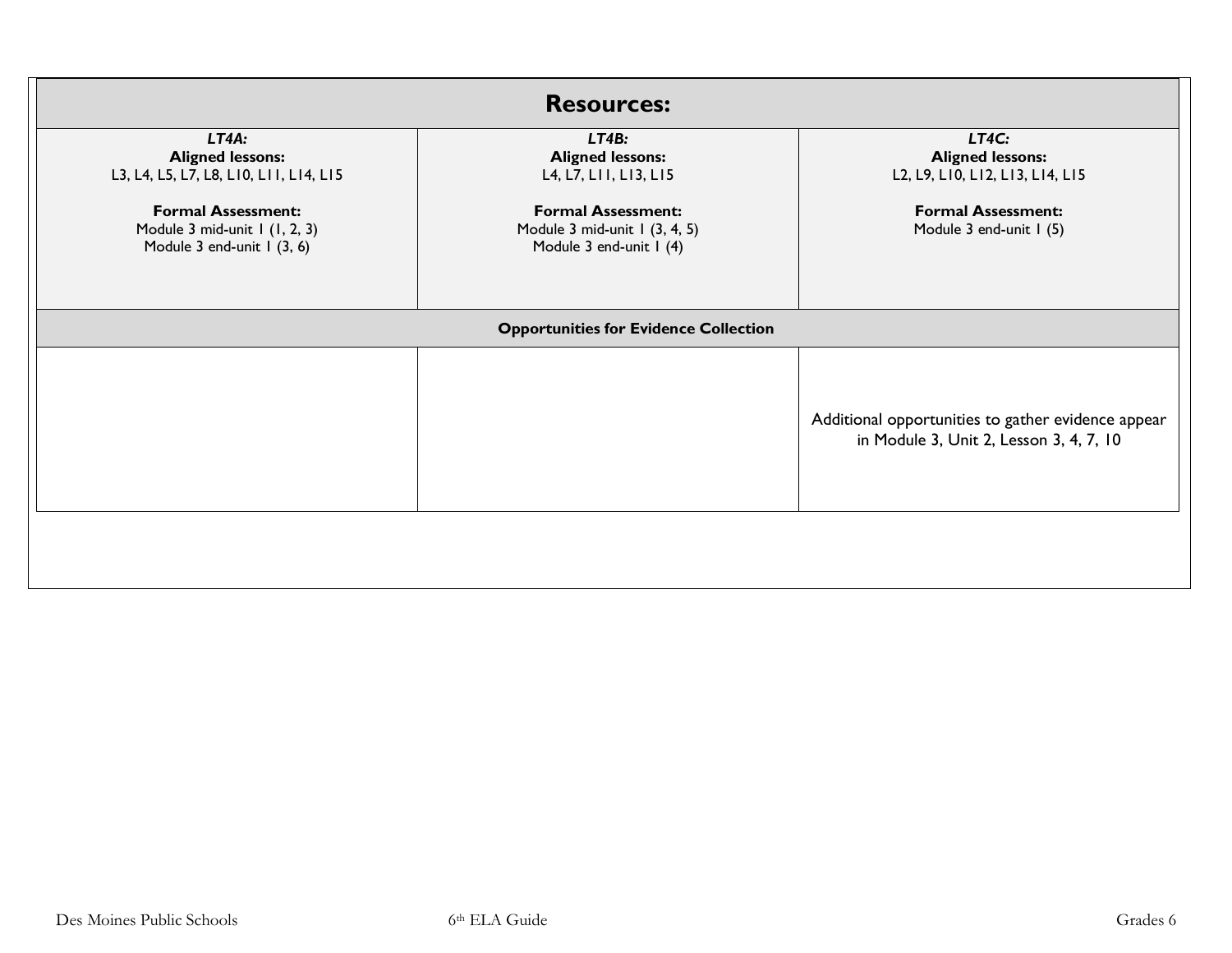| Resources: | | |
|---|---|---|
| ***LT4A:***<br>**Aligned lessons:**<br>L3, L4, L5, L7, L8, L10, L11, L14, L15<br><br>**Formal Assessment:**<br>Module 3 mid-unit 1 (1, 2, 3)<br>Module 3 end-unit 1 (3, 6) | ***LT4B:***<br>**Aligned lessons:**<br>L4, L7, L11, L13, L15<br><br>**Formal Assessment:**<br>Module 3 mid-unit 1 (3, 4, 5)<br>Module 3 end-unit 1 (4) | ***LT4C:***<br>**Aligned lessons:**<br>L2, L9, L10, L12, L13, L14, L15<br><br>**Formal Assessment:**<br>Module 3 end-unit 1 (5) |
| **Opportunities for Evidence Collection** | | |
| | | Additional opportunities to gather evidence appear in Module 3, Unit 2, Lesson 3, 4, 7, 10 |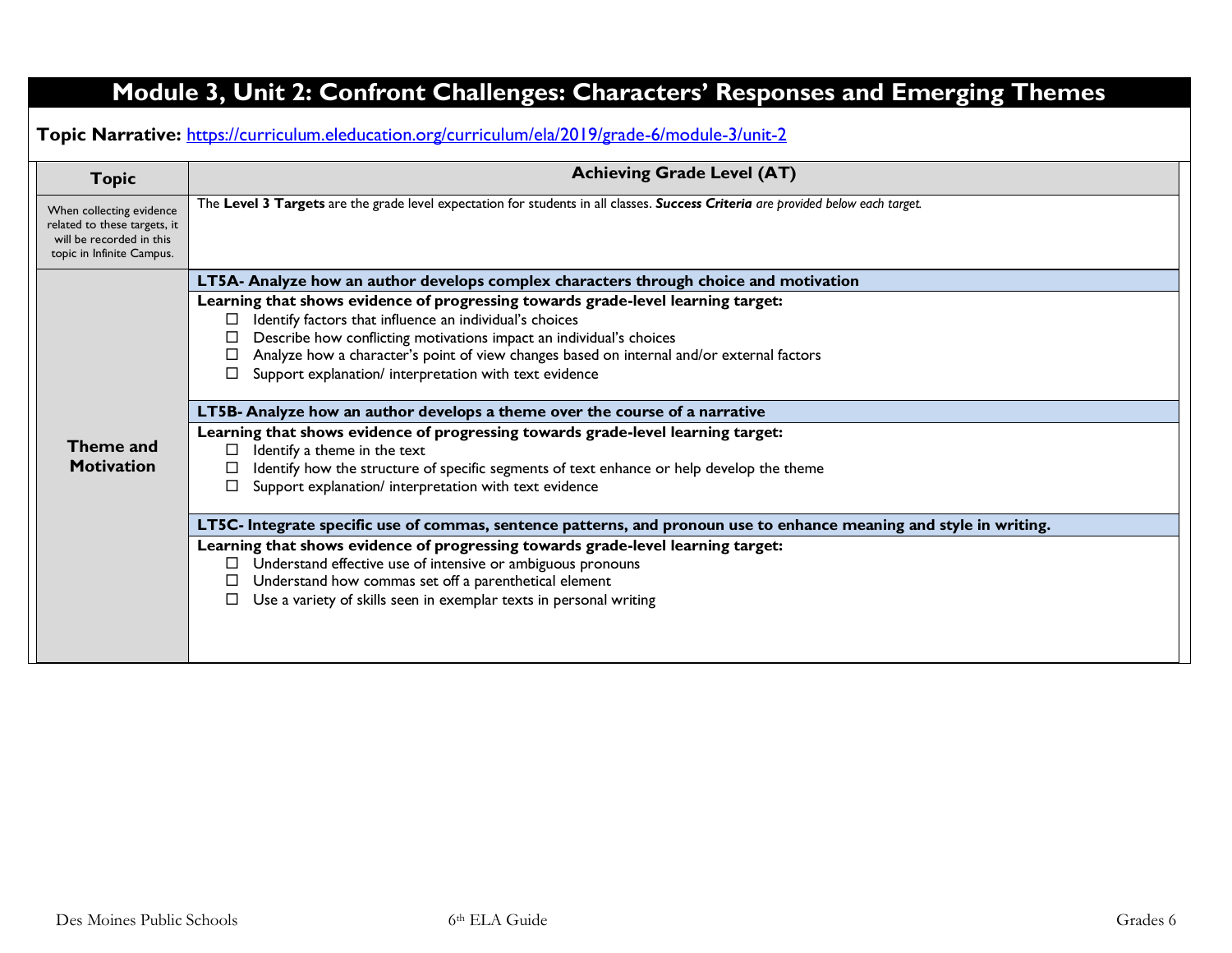# Module 3, Unit 2: Confront Challenges: Characters' Responses and Emerging Themes

**Topic Narrative:** [https://curriculum.eleducation.org/curriculum/ela/2019/grade-6/module-3/unit-2](https://curriculum.eleducation.org/curriculum/ela/2019/grade-6/module-3/unit-2)

| Topic | Achieving Grade Level (AT) |
|---|---|
| When collecting evidence related to these targets, it will be recorded in this topic in Infinite Campus. | The **Level 3 Targets** are the grade level expectation for students in all classes. ***Success Criteria*** *are provided below each target.* |
| **Theme and Motivation** | **LT5A- Analyze how an author develops complex characters through choice and motivation** |
| | **Learning that shows evidence of progressing towards grade-level learning target:**<br>☐ Identify factors that influence an individual's choices<br>☐ Describe how conflicting motivations impact an individual's choices<br>☐ Analyze how a character's point of view changes based on internal and/or external factors<br>☐ Support explanation/ interpretation with text evidence |
| | **LT5B- Analyze how an author develops a theme over the course of a narrative** |
| | **Learning that shows evidence of progressing towards grade-level learning target:**<br>☐ Identify a theme in the text<br>☐ Identify how the structure of specific segments of text enhance or help develop the theme<br>☐ Support explanation/ interpretation with text evidence |
| | **LT5C- Integrate specific use of commas, sentence patterns, and pronoun use to enhance meaning and style in writing.** |
| | **Learning that shows evidence of progressing towards grade-level learning target:**<br>☐ Understand effective use of intensive or ambiguous pronouns<br>☐ Understand how commas set off a parenthetical element<br>☐ Use a variety of skills seen in exemplar texts in personal writing |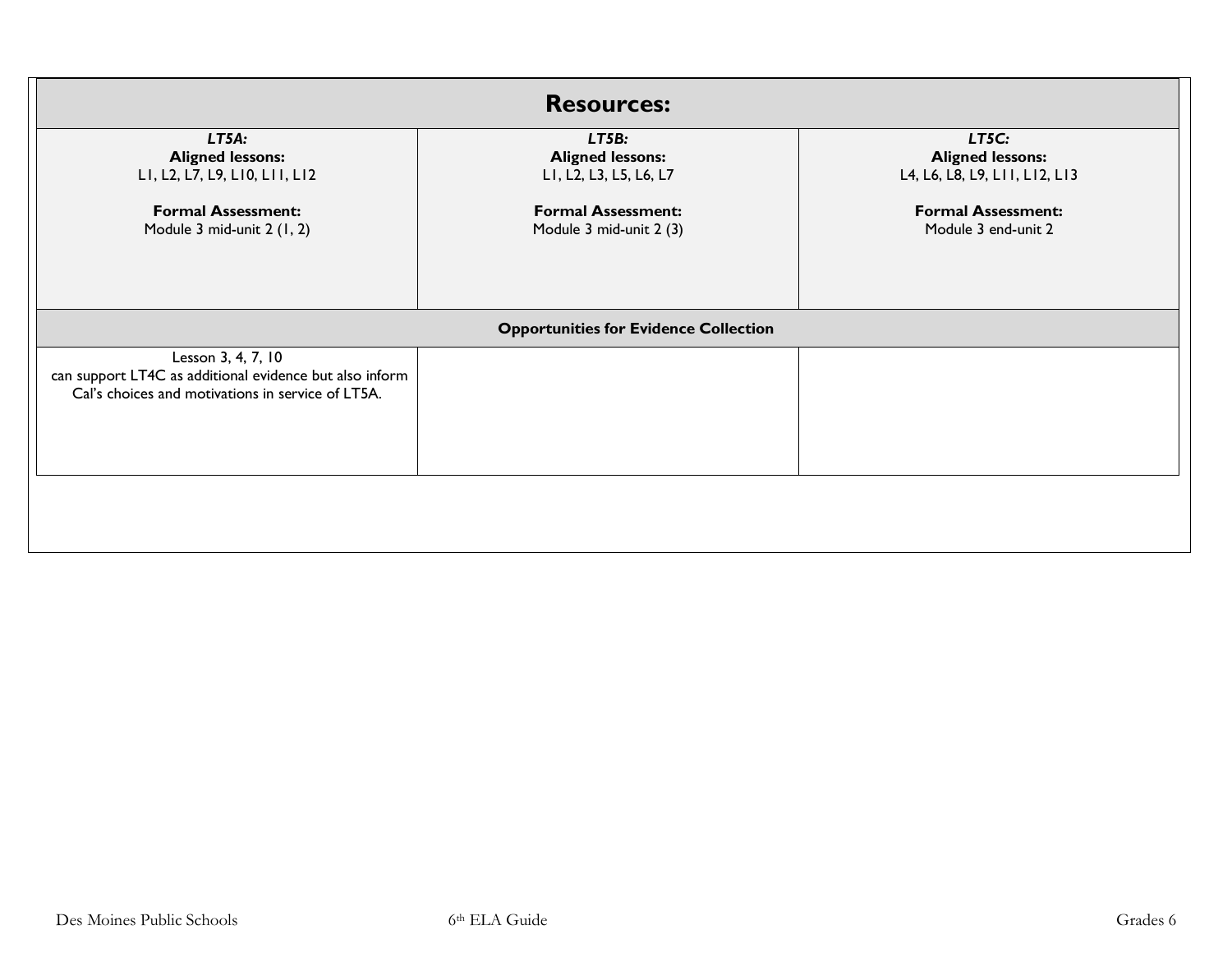| Resources: | | |
|---|---|---|
| ***LT5A:*** **Aligned lessons:** L1, L2, L7, L9, L10, L11, L12 **Formal Assessment:** Module 3 mid-unit 2 (1, 2) | ***LT5B:*** **Aligned lessons:** L1, L2, L3, L5, L6, L7 **Formal Assessment:** Module 3 mid-unit 2 (3) | ***LT5C:*** **Aligned lessons:** L4, L6, L8, L9, L11, L12, L13 **Formal Assessment:** Module 3 end-unit 2 |
| **Opportunities for Evidence Collection** | | |
| Lesson 3, 4, 7, 10 can support LT4C as additional evidence but also inform Cal's choices and motivations in service of LT5A. | | |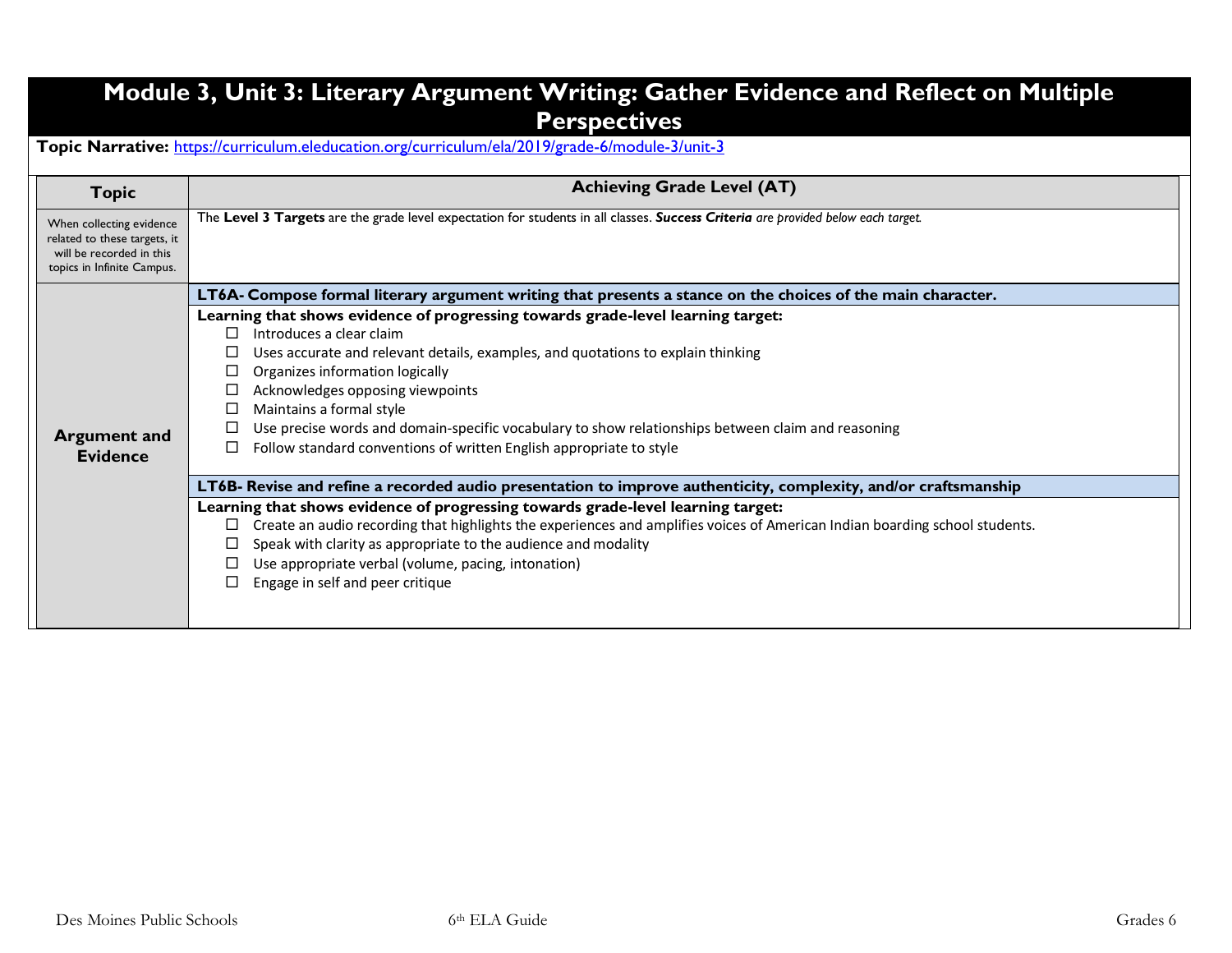# Module 3, Unit 3: Literary Argument Writing: Gather Evidence and Reflect on Multiple Perspectives

**Topic Narrative:** https://curriculum.eleducation.org/curriculum/ela/2019/grade-6/module-3/unit-3

| Topic | Achieving Grade Level (AT) |
|---|---|
| When collecting evidence related to these targets, it will be recorded in this topics in Infinite Campus. | The **Level 3 Targets** are the grade level expectation for students in all classes. ***Success Criteria*** *are provided below each target.* |
| **Argument and Evidence** | **LT6A- Compose formal literary argument writing that presents a stance on the choices of the main character.** |
| | **Learning that shows evidence of progressing towards grade-level learning target:**<br>☐ Introduces a clear claim<br>☐ Uses accurate and relevant details, examples, and quotations to explain thinking<br>☐ Organizes information logically<br>☐ Acknowledges opposing viewpoints<br>☐ Maintains a formal style<br>☐ Use precise words and domain-specific vocabulary to show relationships between claim and reasoning<br>☐ Follow standard conventions of written English appropriate to style |
| | **LT6B- Revise and refine a recorded audio presentation to improve authenticity, complexity, and/or craftsmanship** |
| | **Learning that shows evidence of progressing towards grade-level learning target:**<br>☐ Create an audio recording that highlights the experiences and amplifies voices of American Indian boarding school students.<br>☐ Speak with clarity as appropriate to the audience and modality<br>☐ Use appropriate verbal (volume, pacing, intonation)<br>☐ Engage in self and peer critique |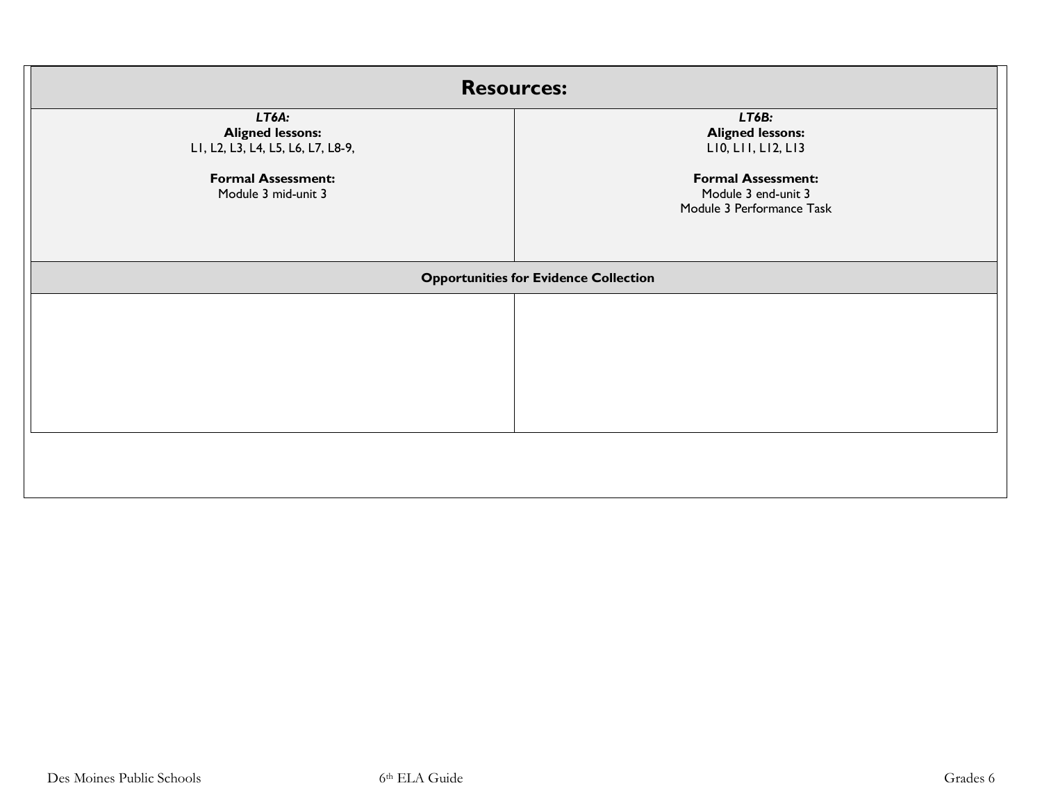| **Resources:** | |
|---|---|
| ***LT6A:***<br>**Aligned lessons:**<br>L1, L2, L3, L4, L5, L6, L7, L8-9,<br><br>**Formal Assessment:**<br>Module 3 mid-unit 3 | ***LT6B:***<br>**Aligned lessons:**<br>L10, L11, L12, L13<br><br>**Formal Assessment:**<br>Module 3 end-unit 3<br>Module 3 Performance Task |
| **Opportunities for Evidence Collection** | |
| | |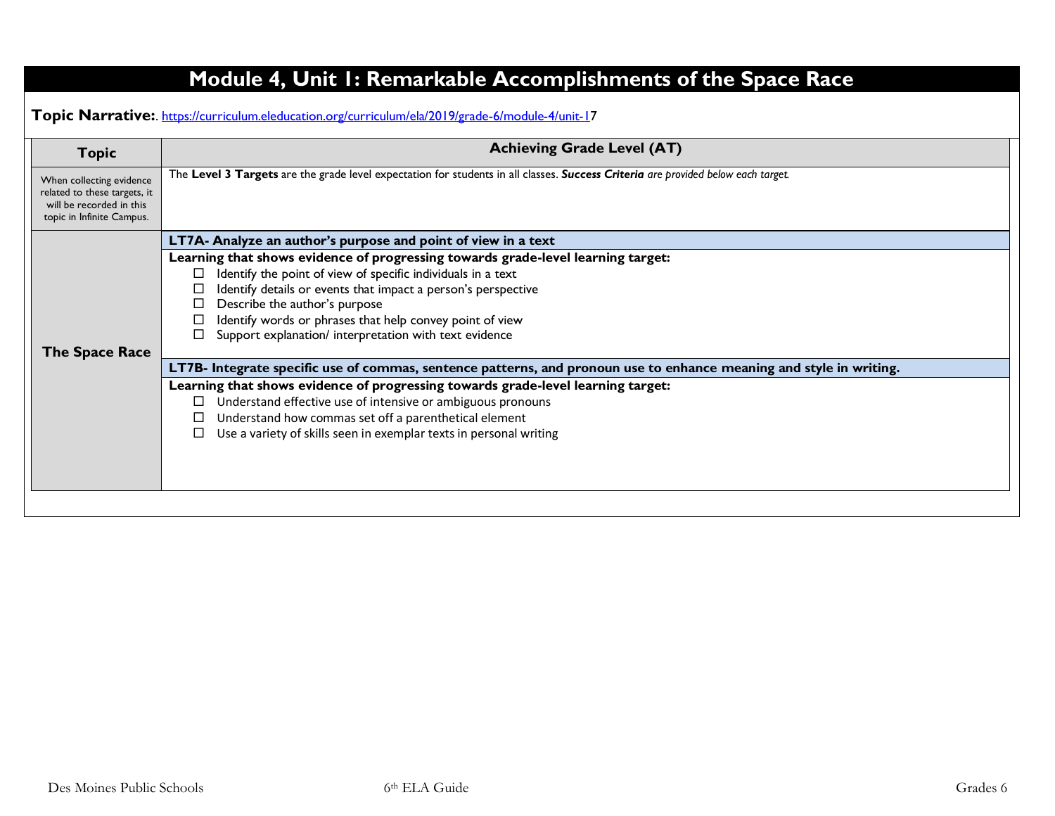# Module 4, Unit 1: Remarkable Accomplishments of the Space Race

**Topic Narrative:**. https://curriculum.eleducation.org/curriculum/ela/2019/grade-6/module-4/unit-17

| Topic | Achieving Grade Level (AT) |
|---|---|
| When collecting evidence related to these targets, it will be recorded in this topic in Infinite Campus. | The **Level 3 Targets** are the grade level expectation for students in all classes. ***Success Criteria*** *are provided below each target.* |
| **The Space Race** | **LT7A- Analyze an author's purpose and point of view in a text** |
| | **Learning that shows evidence of progressing towards grade-level learning target:**<br>☐ Identify the point of view of specific individuals in a text<br>☐ Identify details or events that impact a person's perspective<br>☐ Describe the author's purpose<br>☐ Identify words or phrases that help convey point of view<br>☐ Support explanation/ interpretation with text evidence |
| | **LT7B- Integrate specific use of commas, sentence patterns, and pronoun use to enhance meaning and style in writing.** |
| | **Learning that shows evidence of progressing towards grade-level learning target:**<br>☐ Understand effective use of intensive or ambiguous pronouns<br>☐ Understand how commas set off a parenthetical element<br>☐ Use a variety of skills seen in exemplar texts in personal writing |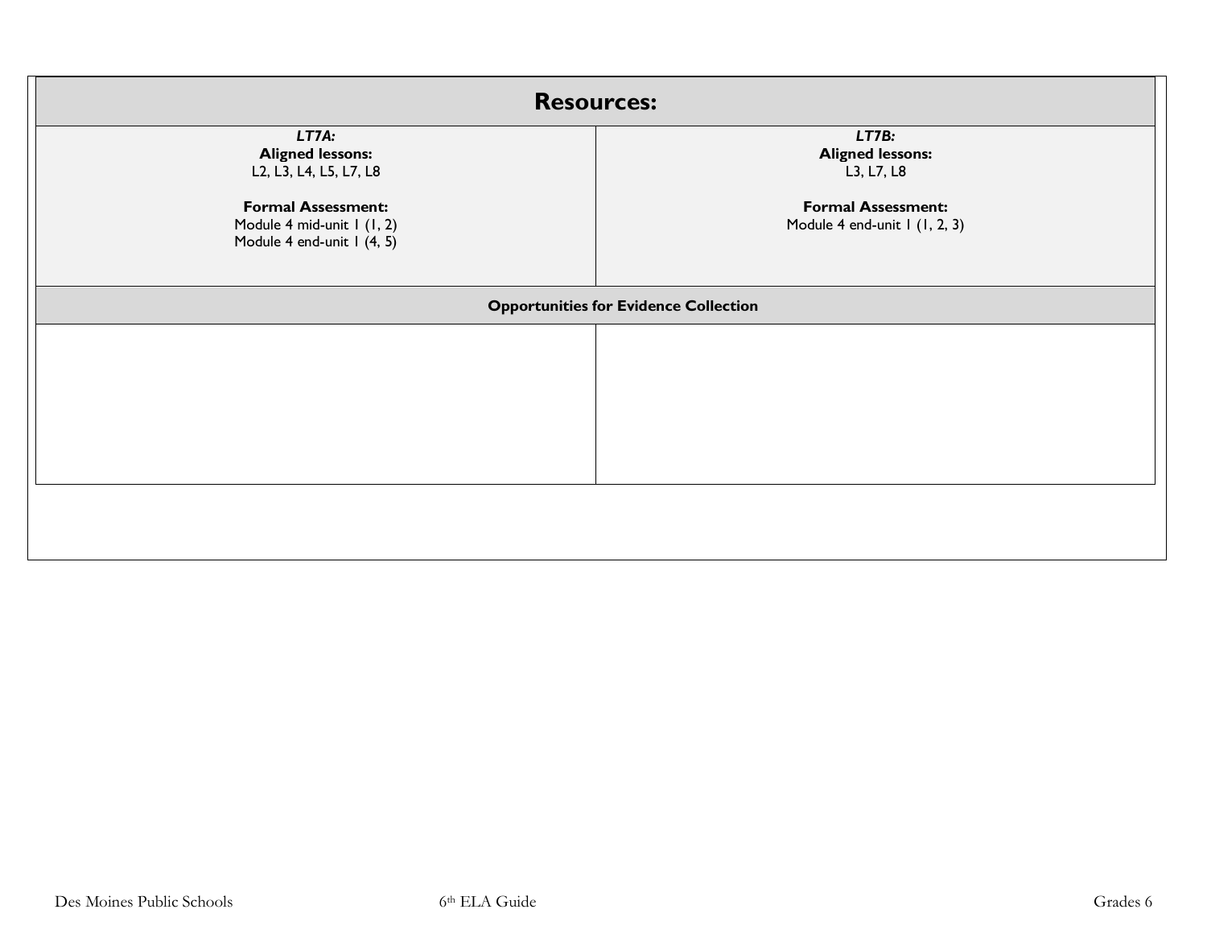| Resources: | |
|---|---|
| ***LT7A:*** **Aligned lessons:** L2, L3, L4, L5, L7, L8 **Formal Assessment:** Module 4 mid-unit 1 (1, 2) Module 4 end-unit 1 (4, 5) | ***LT7B:*** **Aligned lessons:** L3, L7, L8 **Formal Assessment:** Module 4 end-unit 1 (1, 2, 3) |
| **Opportunities for Evidence Collection** | |
| | |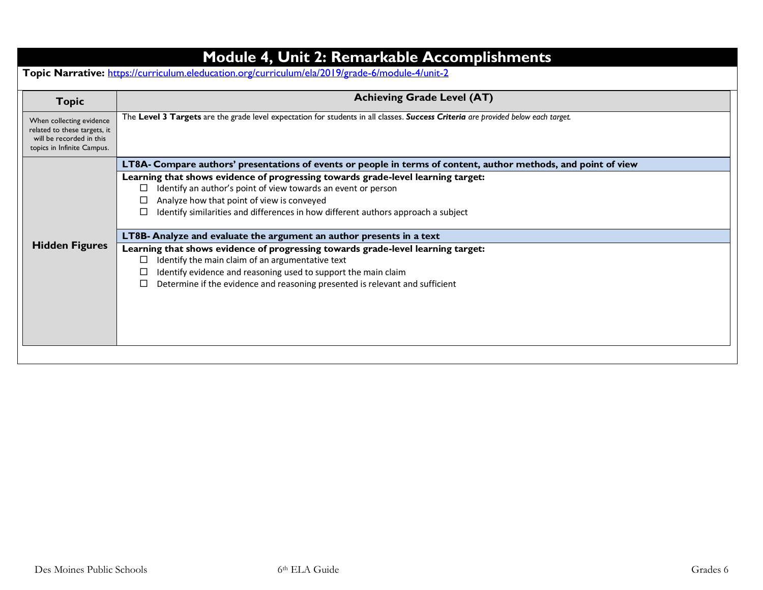# Module 4, Unit 2: Remarkable Accomplishments

**Topic Narrative:** https://curriculum.eleducation.org/curriculum/ela/2019/grade-6/module-4/unit-2

| Topic | Achieving Grade Level (AT) |
|---|---|
| When collecting evidence related to these targets, it will be recorded in this topics in Infinite Campus. | The **Level 3 Targets** are the grade level expectation for students in all classes. ***Success Criteria*** *are provided below each target.* |
| **Hidden Figures** | **LT8A- Compare authors' presentations of events or people in terms of content, author methods, and point of view**<br>**Learning that shows evidence of progressing towards grade-level learning target:**<br>☐ Identify an author's point of view towards an event or person<br>☐ Analyze how that point of view is conveyed<br>☐ Identify similarities and differences in how different authors approach a subject<br><br>**LT8B- Analyze and evaluate the argument an author presents in a text**<br>**Learning that shows evidence of progressing towards grade-level learning target:**<br>☐ Identify the main claim of an argumentative text<br>☐ Identify evidence and reasoning used to support the main claim<br>☐ Determine if the evidence and reasoning presented is relevant and sufficient |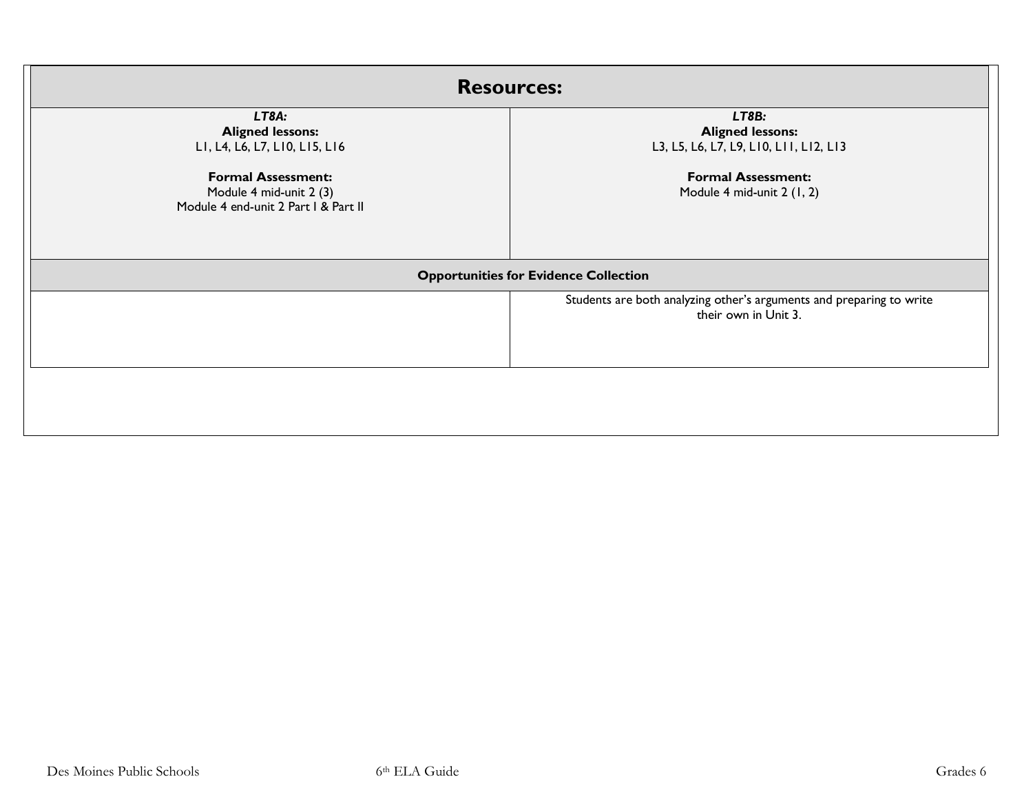| Resources: | |
|---|---|
| ***LT8A:***<br>**Aligned lessons:**<br>L1, L4, L6, L7, L10, L15, L16<br><br>**Formal Assessment:**<br>Module 4 mid-unit 2 (3)<br>Module 4 end-unit 2 Part I & Part II | ***LT8B:***<br>**Aligned lessons:**<br>L3, L5, L6, L7, L9, L10, L11, L12, L13<br><br>**Formal Assessment:**<br>Module 4 mid-unit 2 (1, 2) |
| **Opportunities for Evidence Collection** | |
| | Students are both analyzing other's arguments and preparing to write their own in Unit 3. |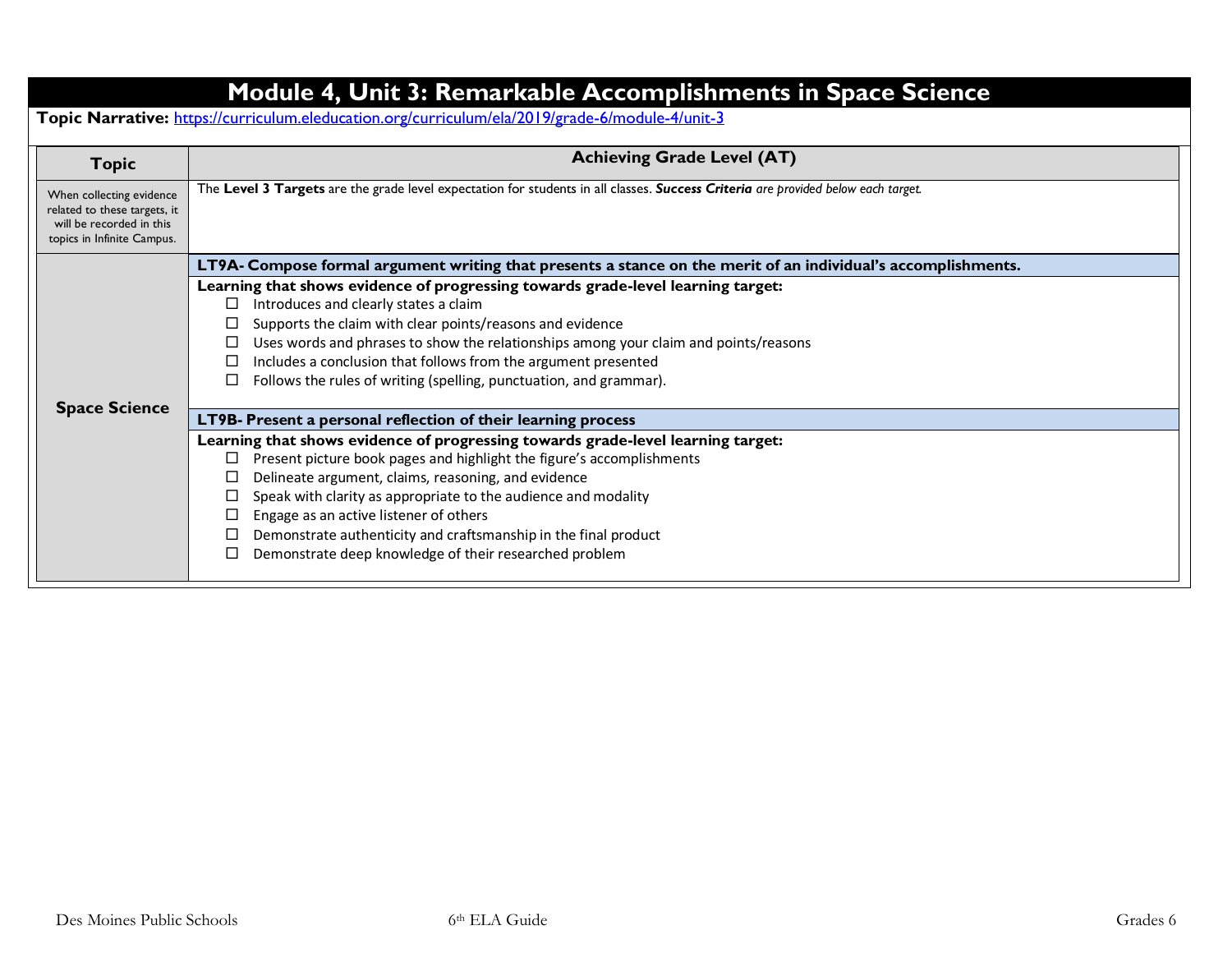# Module 4, Unit 3: Remarkable Accomplishments in Space Science

**Topic Narrative:** https://curriculum.eleducation.org/curriculum/ela/2019/grade-6/module-4/unit-3

| Topic | Achieving Grade Level (AT) |
|---|---|
| When collecting evidence related to these targets, it will be recorded in this topics in Infinite Campus. | The **Level 3 Targets** are the grade level expectation for students in all classes. ***Success Criteria** are provided below each target.* |
| **Space Science** | **LT9A- Compose formal argument writing that presents a stance on the merit of an individual's accomplishments.** |
| | **Learning that shows evidence of progressing towards grade-level learning target:**<br>☐ Introduces and clearly states a claim<br>☐ Supports the claim with clear points/reasons and evidence<br>☐ Uses words and phrases to show the relationships among your claim and points/reasons<br>☐ Includes a conclusion that follows from the argument presented<br>☐ Follows the rules of writing (spelling, punctuation, and grammar). |
| | **LT9B- Present a personal reflection of their learning process** |
| | **Learning that shows evidence of progressing towards grade-level learning target:**<br>☐ Present picture book pages and highlight the figure's accomplishments<br>☐ Delineate argument, claims, reasoning, and evidence<br>☐ Speak with clarity as appropriate to the audience and modality<br>☐ Engage as an active listener of others<br>☐ Demonstrate authenticity and craftsmanship in the final product<br>☐ Demonstrate deep knowledge of their researched problem |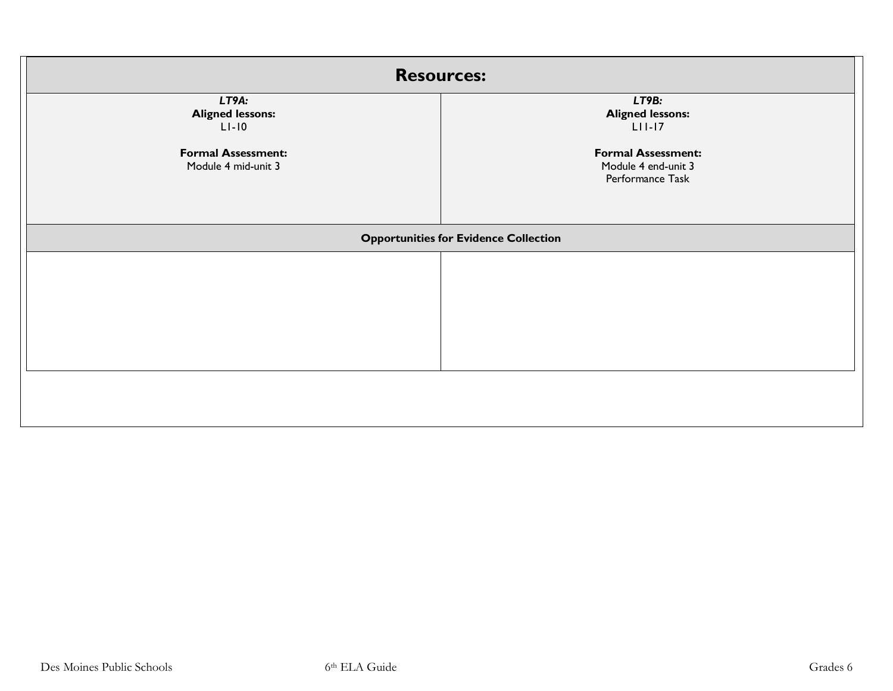| Resources: | |
|---|---|
| ***LT9A:***<br>**Aligned lessons:**<br>L1-10<br><br>**Formal Assessment:**<br>Module 4 mid-unit 3 | ***LT9B:***<br>**Aligned lessons:**<br>L11-17<br><br>**Formal Assessment:**<br>Module 4 end-unit 3<br>Performance Task |
| **Opportunities for Evidence Collection** | |
| | |